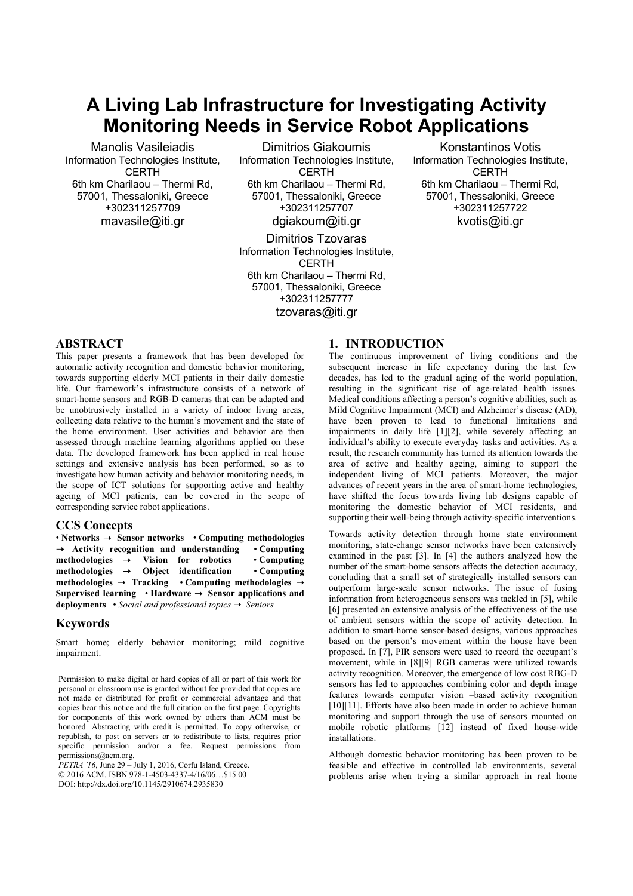# A Living Lab Infrastructure for Investigating Activity Monitoring Needs in Service Robot Applications

Manolis Vasileiadis
Information Technologies Institute, CERTH
6th km Charilaou – Thermi Rd, 57001, Thessaloniki, Greece
+302311257709
mavasile@iti.gr

Dimitrios Giakoumis
Information Technologies Institute, CERTH
6th km Charilaou – Thermi Rd, 57001, Thessaloniki, Greece
+302311257707
dgiakoum@iti.gr

Konstantinos Votis
Information Technologies Institute, CERTH
6th km Charilaou – Thermi Rd, 57001, Thessaloniki, Greece
+302311257722
kvotis@iti.gr

Dimitrios Tzovaras
Information Technologies Institute, CERTH
6th km Charilaou – Thermi Rd, 57001, Thessaloniki, Greece
+302311257777
tzovaras@iti.gr

## ABSTRACT

This paper presents a framework that has been developed for automatic activity recognition and domestic behavior monitoring, towards supporting elderly MCI patients in their daily domestic life. Our framework's infrastructure consists of a network of smart-home sensors and RGB-D cameras that can be adapted and be unobtrusively installed in a variety of indoor living areas, collecting data relative to the human's movement and the state of the home environment. User activities and behavior are then assessed through machine learning algorithms applied on these data. The developed framework has been applied in real house settings and extensive analysis has been performed, so as to investigate how human activity and behavior monitoring needs, in the scope of ICT solutions for supporting active and healthy ageing of MCI patients, can be covered in the scope of corresponding service robot applications.

## CCS Concepts

• **Networks → Sensor networks** • **Computing methodologies → Activity recognition and understanding** • **Computing methodologies → Vision for robotics** • **Computing methodologies → Object identification** • **Computing methodologies → Tracking** • **Computing methodologies → Supervised learning** • **Hardware → Sensor applications and deployments** • *Social and professional topics → Seniors*

## Keywords

Smart home; elderly behavior monitoring; mild cognitive impairment.

Permission to make digital or hard copies of all or part of this work for personal or classroom use is granted without fee provided that copies are not made or distributed for profit or commercial advantage and that copies bear this notice and the full citation on the first page. Copyrights for components of this work owned by others than ACM must be honored. Abstracting with credit is permitted. To copy otherwise, or republish, to post on servers or to redistribute to lists, requires prior specific permission and/or a fee. Request permissions from permissions@acm.org.
*PETRA '16*, June 29 – July 1, 2016, Corfu Island, Greece.
© 2016 ACM. ISBN 978-1-4503-4337-4/16/06…$15.00
DOI: http://dx.doi.org/10.1145/2910674.2935830

## 1. INTRODUCTION

The continuous improvement of living conditions and the subsequent increase in life expectancy during the last few decades, has led to the gradual aging of the world population, resulting in the significant rise of age-related health issues. Medical conditions affecting a person's cognitive abilities, such as Mild Cognitive Impairment (MCI) and Alzheimer's disease (AD), have been proven to lead to functional limitations and impairments in daily life [1][2], while severely affecting an individual's ability to execute everyday tasks and activities. As a result, the research community has turned its attention towards the area of active and healthy ageing, aiming to support the independent living of MCI patients. Moreover, the major advances of recent years in the area of smart-home technologies, have shifted the focus towards living lab designs capable of monitoring the domestic behavior of MCI residents, and supporting their well-being through activity-specific interventions.

Towards activity detection through home state environment monitoring, state-change sensor networks have been extensively examined in the past [3]. In [4] the authors analyzed how the number of the smart-home sensors affects the detection accuracy, concluding that a small set of strategically installed sensors can outperform large-scale sensor networks. The issue of fusing information from heterogeneous sensors was tackled in [5], while [6] presented an extensive analysis of the effectiveness of the use of ambient sensors within the scope of activity detection. In addition to smart-home sensor-based designs, various approaches based on the person's movement within the house have been proposed. In [7], PIR sensors were used to record the occupant's movement, while in [8][9] RGB cameras were utilized towards activity recognition. Moreover, the emergence of low cost RBG-D sensors has led to approaches combining color and depth image features towards computer vision –based activity recognition [10][11]. Efforts have also been made in order to achieve human monitoring and support through the use of sensors mounted on mobile robotic platforms [12] instead of fixed house-wide installations.

Although domestic behavior monitoring has been proven to be feasible and effective in controlled lab environments, several problems arise when trying a similar approach in real home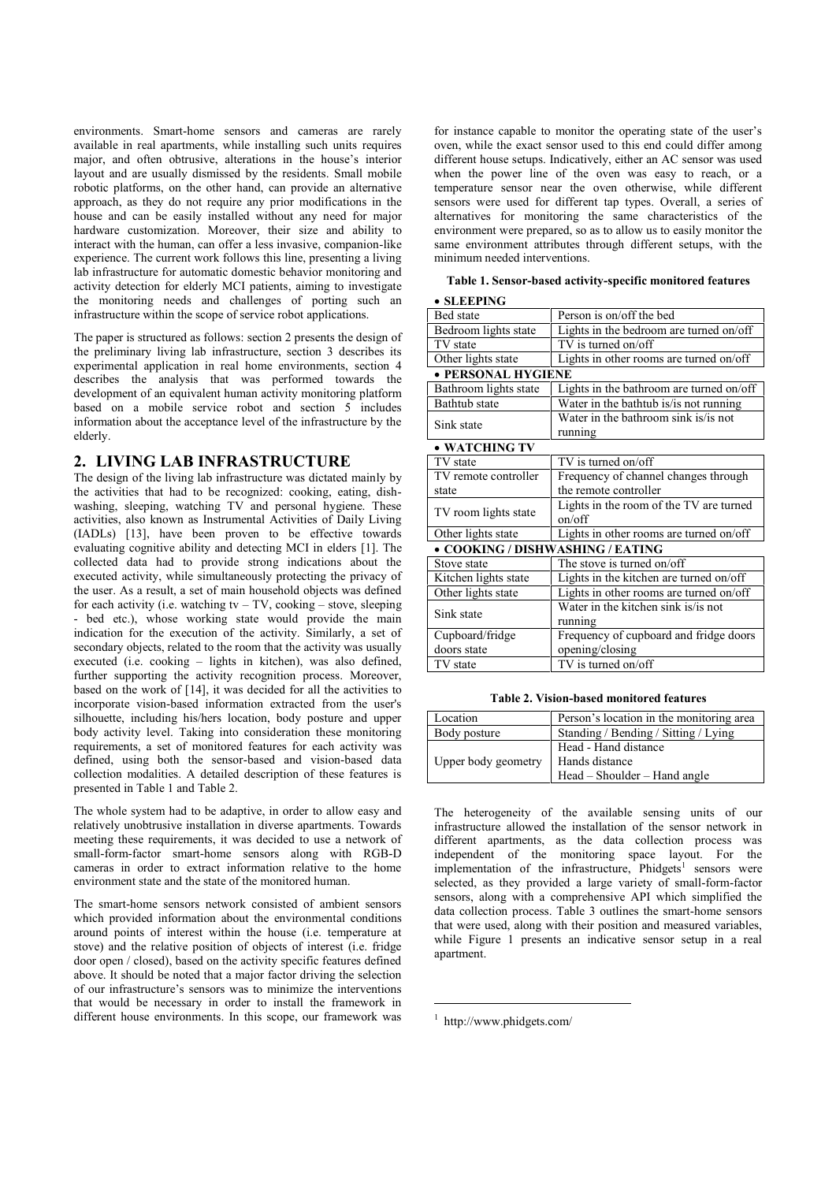environments. Smart-home sensors and cameras are rarely available in real apartments, while installing such units requires major, and often obtrusive, alterations in the house's interior layout and are usually dismissed by the residents. Small mobile robotic platforms, on the other hand, can provide an alternative approach, as they do not require any prior modifications in the house and can be easily installed without any need for major hardware customization. Moreover, their size and ability to interact with the human, can offer a less invasive, companion-like experience. The current work follows this line, presenting a living lab infrastructure for automatic domestic behavior monitoring and activity detection for elderly MCI patients, aiming to investigate the monitoring needs and challenges of porting such an infrastructure within the scope of service robot applications.

The paper is structured as follows: section 2 presents the design of the preliminary living lab infrastructure, section 3 describes its experimental application in real home environments, section 4 describes the analysis that was performed towards the development of an equivalent human activity monitoring platform based on a mobile service robot and section 5 includes information about the acceptance level of the infrastructure by the elderly.

## 2. LIVING LAB INFRASTRUCTURE

The design of the living lab infrastructure was dictated mainly by the activities that had to be recognized: cooking, eating, dish-washing, sleeping, watching TV and personal hygiene. These activities, also known as Instrumental Activities of Daily Living (IADLs) [13], have been proven to be effective towards evaluating cognitive ability and detecting MCI in elders [1]. The collected data had to provide strong indications about the executed activity, while simultaneously protecting the privacy of the user. As a result, a set of main household objects was defined for each activity (i.e. watching tv – TV, cooking – stove, sleeping - bed etc.), whose working state would provide the main indication for the execution of the activity. Similarly, a set of secondary objects, related to the room that the activity was usually executed (i.e. cooking – lights in kitchen), was also defined, further supporting the activity recognition process. Moreover, based on the work of [14], it was decided for all the activities to incorporate vision-based information extracted from the user's silhouette, including his/hers location, body posture and upper body activity level. Taking into consideration these monitoring requirements, a set of monitored features for each activity was defined, using both the sensor-based and vision-based data collection modalities. A detailed description of these features is presented in Table 1 and Table 2.

The whole system had to be adaptive, in order to allow easy and relatively unobtrusive installation in diverse apartments. Towards meeting these requirements, it was decided to use a network of small-form-factor smart-home sensors along with RGB-D cameras in order to extract information relative to the home environment state and the state of the monitored human.

The smart-home sensors network consisted of ambient sensors which provided information about the environmental conditions around points of interest within the house (i.e. temperature at stove) and the relative position of objects of interest (i.e. fridge door open / closed), based on the activity specific features defined above. It should be noted that a major factor driving the selection of our infrastructure's sensors was to minimize the interventions that would be necessary in order to install the framework in different house environments. In this scope, our framework was for instance capable to monitor the operating state of the user's oven, while the exact sensor used to this end could differ among different house setups. Indicatively, either an AC sensor was used when the power line of the oven was easy to reach, or a temperature sensor near the oven otherwise, while different sensors were used for different tap types. Overall, a series of alternatives for monitoring the same characteristics of the environment were prepared, so as to allow us to easily monitor the same environment attributes through different setups, with the minimum needed interventions.

**Table 1. Sensor-based activity-specific monitored features**

| | |
|---|---|
| **• SLEEPING** | |
| Bed state | Person is on/off the bed |
| Bedroom lights state | Lights in the bedroom are turned on/off |
| TV state | TV is turned on/off |
| Other lights state | Lights in other rooms are turned on/off |
| **• PERSONAL HYGIENE** | |
| Bathroom lights state | Lights in the bathroom are turned on/off |
| Bathtub state | Water in the bathtub is/is not running |
| Sink state | Water in the bathroom sink is/is not running |
| **• WATCHING TV** | |
| TV state | TV is turned on/off |
| TV remote controller state | Frequency of channel changes through the remote controller |
| TV room lights state | Lights in the room of the TV are turned on/off |
| Other lights state | Lights in other rooms are turned on/off |
| **• COOKING / DISHWASHING / EATING** | |
| Stove state | The stove is turned on/off |
| Kitchen lights state | Lights in the kitchen are turned on/off |
| Other lights state | Lights in other rooms are turned on/off |
| Sink state | Water in the kitchen sink is/is not running |
| Cupboard/fridge doors state | Frequency of cupboard and fridge doors opening/closing |
| TV state | TV is turned on/off |

**Table 2. Vision-based monitored features**

| | |
|---|---|
| Location | Person's location in the monitoring area |
| Body posture | Standing / Bending / Sitting / Lying |
| Upper body geometry | Head - Hand distance<br>Hands distance<br>Head – Shoulder – Hand angle |

The heterogeneity of the available sensing units of our infrastructure allowed the installation of the sensor network in different apartments, as the data collection process was independent of the monitoring space layout. For the implementation of the infrastructure, Phidgets[1] sensors were selected, as they provided a large variety of small-form-factor sensors, along with a comprehensive API which simplified the data collection process. Table 3 outlines the smart-home sensors that were used, along with their position and measured variables, while Figure 1 presents an indicative sensor setup in a real apartment.

[1] http://www.phidgets.com/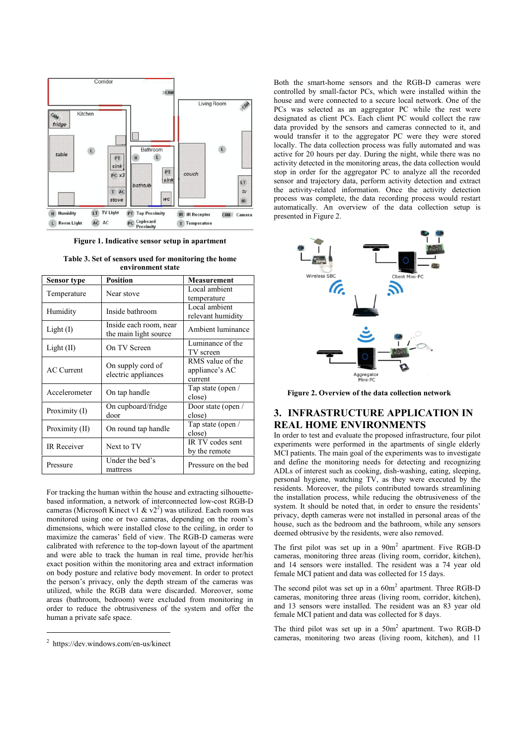Figure 1. Indicative sensor setup in apartment

**Table 3. Set of sensors used for monitoring the home environment state**

| Sensor type | Position | Measurement |
|---|---|---|
| Temperature | Near stove | Local ambient temperature |
| Humidity | Inside bathroom | Local ambient relevant humidity |
| Light (I) | Inside each room, near the main light source | Ambient luminance |
| Light (II) | On TV Screen | Luminance of the TV screen |
| AC Current | On supply cord of electric appliances | RMS value of the appliance's AC current |
| Accelerometer | On tap handle | Tap state (open / close) |
| Proximity (I) | On cupboard/fridge door | Door state (open / close) |
| Proximity (II) | On round tap handle | Tap state (open / close) |
| IR Receiver | Next to TV | IR TV codes sent by the remote |
| Pressure | Under the bed's mattress | Pressure on the bed |

For tracking the human within the house and extracting silhouette-based information, a network of interconnected low-cost RGB-D cameras (Microsoft Kinect v1 & v2[2]) was utilized. Each room was monitored using one or two cameras, depending on the room's dimensions, which were installed close to the ceiling, in order to maximize the cameras' field of view. The RGB-D cameras were calibrated with reference to the top-down layout of the apartment and were able to track the human in real time, provide her/his exact position within the monitoring area and extract information on body posture and relative body movement. In order to protect the person's privacy, only the depth stream of the cameras was utilized, while the RGB data were discarded. Moreover, some areas (bathroom, bedroom) were excluded from monitoring in order to reduce the obtrusiveness of the system and offer the human a private safe space.

[2] https://dev.windows.com/en-us/kinect

Both the smart-home sensors and the RGB-D cameras were controlled by small-factor PCs, which were installed within the house and were connected to a secure local network. One of the PCs was selected as an aggregator PC while the rest were designated as client PCs. Each client PC would collect the raw data provided by the sensors and cameras connected to it, and would transfer it to the aggregator PC were they were stored locally. The data collection process was fully automated and was active for 20 hours per day. During the night, while there was no activity detected in the monitoring areas, the data collection would stop in order for the aggregator PC to analyze all the recorded sensor and trajectory data, perform activity detection and extract the activity-related information. Once the activity detection process was complete, the data recording process would restart automatically. An overview of the data collection setup is presented in Figure 2.

Figure 2. Overview of the data collection network

## 3. INFRASTRUCTURE APPLICATION IN REAL HOME ENVIRONMENTS

In order to test and evaluate the proposed infrastructure, four pilot experiments were performed in the apartments of single elderly MCI patients. The main goal of the experiments was to investigate and define the monitoring needs for detecting and recognizing ADLs of interest such as cooking, dish-washing, eating, sleeping, personal hygiene, watching TV, as they were executed by the residents. Moreover, the pilots contributed towards streamlining the installation process, while reducing the obtrusiveness of the system. It should be noted that, in order to ensure the residents' privacy, depth cameras were not installed in personal areas of the house, such as the bedroom and the bathroom, while any sensors deemed obtrusive by the residents, were also removed.

The first pilot was set up in a 90m$^2$ apartment. Five RGB-D cameras, monitoring three areas (living room, corridor, kitchen), and 14 sensors were installed. The resident was a 74 year old female MCI patient and data was collected for 15 days.

The second pilot was set up in a 60m$^2$ apartment. Three RGB-D cameras, monitoring three areas (living room, corridor, kitchen), and 13 sensors were installed. The resident was an 83 year old female MCI patient and data was collected for 8 days.

The third pilot was set up in a 50m$^2$ apartment. Two RGB-D cameras, monitoring two areas (living room, kitchen), and 11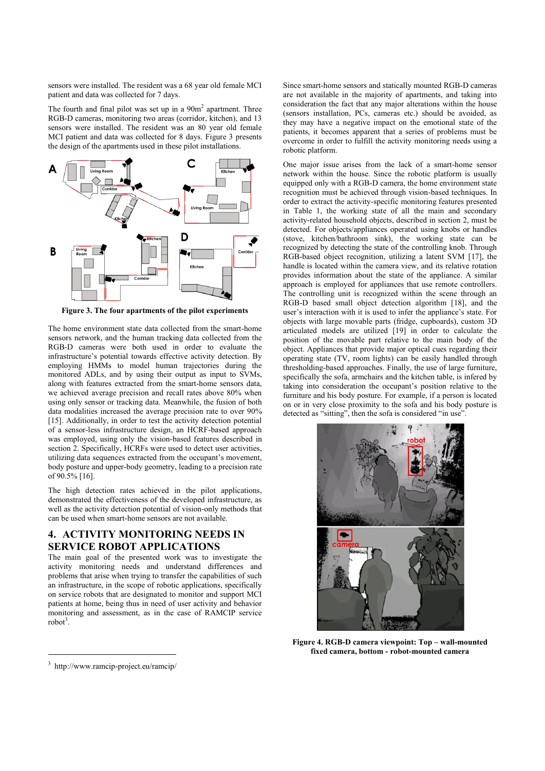sensors were installed. The resident was a 68 year old female MCI patient and data was collected for 7 days.

The fourth and final pilot was set up in a 90m$^2$ apartment. Three RGB-D cameras, monitoring two areas (corridor, kitchen), and 13 sensors were installed. The resident was an 80 year old female MCI patient and data was collected for 8 days. Figure 3 presents the design of the apartments used in these pilot installations.

**Figure 3. The four apartments of the pilot experiments**

The home environment state data collected from the smart-home sensors network, and the human tracking data collected from the RGB-D cameras were both used in order to evaluate the infrastructure's potential towards effective activity detection. By employing HMMs to model human trajectories during the monitored ADLs, and by using their output as input to SVMs, along with features extracted from the smart-home sensors data, we achieved average precision and recall rates above 80% when using only sensor or tracking data. Meanwhile, the fusion of both data modalities increased the average precision rate to over 90% [15]. Additionally, in order to test the activity detection potential of a sensor-less infrastructure design, an HCRF-based approach was employed, using only the vision-based features described in section 2. Specifically, HCRFs were used to detect user activities, utilizing data sequences extracted from the occupant's movement, body posture and upper-body geometry, leading to a precision rate of 90.5% [16].

The high detection rates achieved in the pilot applications, demonstrated the effectiveness of the developed infrastructure, as well as the activity detection potential of vision-only methods that can be used when smart-home sensors are not available.

## 4. ACTIVITY MONITORING NEEDS IN SERVICE ROBOT APPLICATIONS

The main goal of the presented work was to investigate the activity monitoring needs and understand differences and problems that arise when trying to transfer the capabilities of such an infrastructure, in the scope of robotic applications, specifically on service robots that are designated to monitor and support MCI patients at home, being thus in need of user activity and behavior monitoring and assessment, as in the case of RAMCIP service robot[3].

Since smart-home sensors and statically mounted RGB-D cameras are not available in the majority of apartments, and taking into consideration the fact that any major alterations within the house (sensors installation, PCs, cameras etc.) should be avoided, as they may have a negative impact on the emotional state of the patients, it becomes apparent that a series of problems must be overcome in order to fulfill the activity monitoring needs using a robotic platform.

One major issue arises from the lack of a smart-home sensor network within the house. Since the robotic platform is usually equipped only with a RGB-D camera, the home environment state recognition must be achieved through vision-based techniques. In order to extract the activity-specific monitoring features presented in Table 1, the working state of all the main and secondary activity-related household objects, described in section 2, must be detected. For objects/appliances operated using knobs or handles (stove, kitchen/bathroom sink), the working state can be recognized by detecting the state of the controlling knob. Through RGB-based object recognition, utilizing a latent SVM [17], the handle is located within the camera view, and its relative rotation provides information about the state of the appliance. A similar approach is employed for appliances that use remote controllers. The controlling unit is recognized within the scene through an RGB-D based small object detection algorithm [18], and the user's interaction with it is used to infer the appliance's state. For objects with large movable parts (fridge, cupboards), custom 3D articulated models are utilized [19] in order to calculate the position of the movable part relative to the main body of the object. Appliances that provide major optical cues regarding their operating state (TV, room lights) can be easily handled through thresholding-based approaches. Finally, the use of large furniture, specifically the sofa, armchairs and the kitchen table, is infered by taking into consideration the occupant's position relative to the furniture and his body posture. For example, if a person is located on or in very close proximity to the sofa and his body posture is detected as "sitting", then the sofa is considered "in use".

**Figure 4. RGB-D camera viewpoint: Top – wall-mounted fixed camera, bottom - robot-mounted camera**

[3] http://www.ramcip-project.eu/ramcip/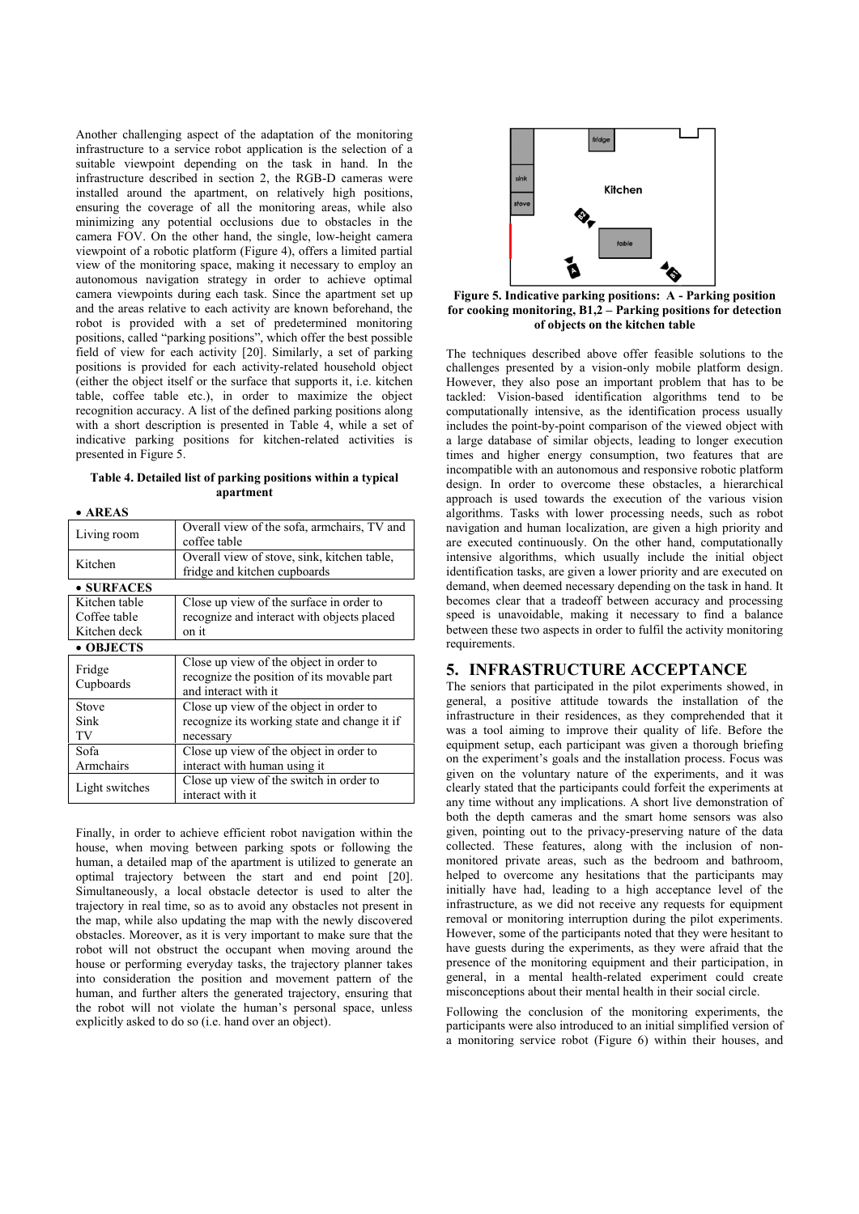Another challenging aspect of the adaptation of the monitoring infrastructure to a service robot application is the selection of a suitable viewpoint depending on the task in hand. In the infrastructure described in section 2, the RGB-D cameras were installed around the apartment, on relatively high positions, ensuring the coverage of all the monitoring areas, while also minimizing any potential occlusions due to obstacles in the camera FOV. On the other hand, the single, low-height camera viewpoint of a robotic platform (Figure 4), offers a limited partial view of the monitoring space, making it necessary to employ an autonomous navigation strategy in order to achieve optimal camera viewpoints during each task. Since the apartment set up and the areas relative to each activity are known beforehand, the robot is provided with a set of predetermined monitoring positions, called "parking positions", which offer the best possible field of view for each activity [20]. Similarly, a set of parking positions is provided for each activity-related household object (either the object itself or the surface that supports it, i.e. kitchen table, coffee table etc.), in order to maximize the object recognition accuracy. A list of the defined parking positions along with a short description is presented in Table 4, while a set of indicative parking positions for kitchen-related activities is presented in Figure 5.

**Table 4. Detailed list of parking positions within a typical apartment**

| | |
|---|---|
| **• AREAS** | |
| Living room | Overall view of the sofa, armchairs, TV and coffee table |
| Kitchen | Overall view of stove, sink, kitchen table, fridge and kitchen cupboards |
| **• SURFACES** | |
| Kitchen table<br>Coffee table<br>Kitchen deck | Close up view of the surface in order to recognize and interact with objects placed on it |
| **• OBJECTS** | |
| Fridge<br>Cupboards | Close up view of the object in order to recognize the position of its movable part and interact with it |
| Stove<br>Sink<br>TV | Close up view of the object in order to recognize its working state and change it if necessary |
| Sofa<br>Armchairs | Close up view of the object in order to interact with human using it |
| Light switches | Close up view of the switch in order to interact with it |

Finally, in order to achieve efficient robot navigation within the house, when moving between parking spots or following the human, a detailed map of the apartment is utilized to generate an optimal trajectory between the start and end point [20]. Simultaneously, a local obstacle detector is used to alter the trajectory in real time, so as to avoid any obstacles not present in the map, while also updating the map with the newly discovered obstacles. Moreover, as it is very important to make sure that the robot will not obstruct the occupant when moving around the house or performing everyday tasks, the trajectory planner takes into consideration the position and movement pattern of the human, and further alters the generated trajectory, ensuring that the robot will not violate the human's personal space, unless explicitly asked to do so (i.e. hand over an object).

**Figure 5. Indicative parking positions: A - Parking position for cooking monitoring, B1,2 – Parking positions for detection of objects on the kitchen table**

The techniques described above offer feasible solutions to the challenges presented by a vision-only mobile platform design. However, they also pose an important problem that has to be tackled: Vision-based identification algorithms tend to be computationally intensive, as the identification process usually includes the point-by-point comparison of the viewed object with a large database of similar objects, leading to longer execution times and higher energy consumption, two features that are incompatible with an autonomous and responsive robotic platform design. In order to overcome these obstacles, a hierarchical approach is used towards the execution of the various vision algorithms. Tasks with lower processing needs, such as robot navigation and human localization, are given a high priority and are executed continuously. On the other hand, computationally intensive algorithms, which usually include the initial object identification tasks, are given a lower priority and are executed on demand, when deemed necessary depending on the task in hand. It becomes clear that a tradeoff between accuracy and processing speed is unavoidable, making it necessary to find a balance between these two aspects in order to fulfil the activity monitoring requirements.

## 5. INFRASTRUCTURE ACCEPTANCE

The seniors that participated in the pilot experiments showed, in general, a positive attitude towards the installation of the infrastructure in their residences, as they comprehended that it was a tool aiming to improve their quality of life. Before the equipment setup, each participant was given a thorough briefing on the experiment's goals and the installation process. Focus was given on the voluntary nature of the experiments, and it was clearly stated that the participants could forfeit the experiments at any time without any implications. A short live demonstration of both the depth cameras and the smart home sensors was also given, pointing out to the privacy-preserving nature of the data collected. These features, along with the inclusion of non-monitored private areas, such as the bedroom and bathroom, helped to overcome any hesitations that the participants may initially have had, leading to a high acceptance level of the infrastructure, as we did not receive any requests for equipment removal or monitoring interruption during the pilot experiments. However, some of the participants noted that they were hesitant to have guests during the experiments, as they were afraid that the presence of the monitoring equipment and their participation, in general, in a mental health-related experiment could create misconceptions about their mental health in their social circle.

Following the conclusion of the monitoring experiments, the participants were also introduced to an initial simplified version of a monitoring service robot (Figure 6) within their houses, and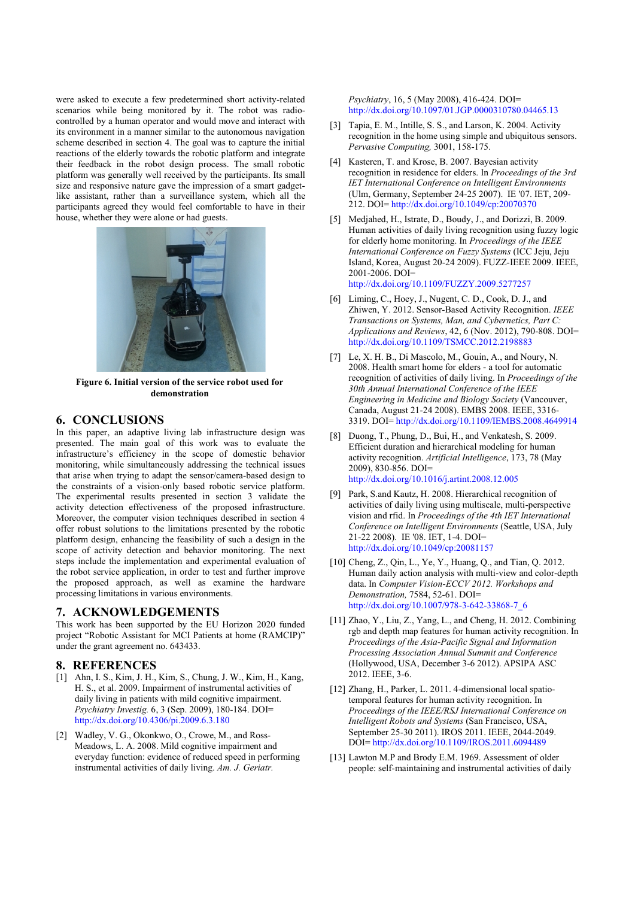were asked to execute a few predetermined short activity-related scenarios while being monitored by it. The robot was radio-controlled by a human operator and would move and interact with its environment in a manner similar to the autonomous navigation scheme described in section 4. The goal was to capture the initial reactions of the elderly towards the robotic platform and integrate their feedback in the robot design process. The small robotic platform was generally well received by the participants. Its small size and responsive nature gave the impression of a smart gadget-like assistant, rather than a surveillance system, which all the participants agreed they would feel comfortable to have in their house, whether they were alone or had guests.

**Figure 6. Initial version of the service robot used for demonstration**

## 6. CONCLUSIONS

In this paper, an adaptive living lab infrastructure design was presented. The main goal of this work was to evaluate the infrastructure's efficiency in the scope of domestic behavior monitoring, while simultaneously addressing the technical issues that arise when trying to adapt the sensor/camera-based design to the constraints of a vision-only based robotic service platform. The experimental results presented in section 3 validate the activity detection effectiveness of the proposed infrastructure. Moreover, the computer vision techniques described in section 4 offer robust solutions to the limitations presented by the robotic platform design, enhancing the feasibility of such a design in the scope of activity detection and behavior monitoring. The next steps include the implementation and experimental evaluation of the robot service application, in order to test and further improve the proposed approach, as well as examine the hardware processing limitations in various environments.

## 7. ACKNOWLEDGEMENTS

This work has been supported by the EU Horizon 2020 funded project "Robotic Assistant for MCI Patients at home (RAMCIP)" under the grant agreement no. 643433.

## 8. REFERENCES

[1] Ahn, I. S., Kim, J. H., Kim, S., Chung, J. W., Kim, H., Kang, H. S., et al. 2009. Impairment of instrumental activities of daily living in patients with mild cognitive impairment. *Psychiatry Investig.* 6, 3 (Sep. 2009), 180-184. DOI= http://dx.doi.org/10.4306/pi.2009.6.3.180

[2] Wadley, V. G., Okonkwo, O., Crowe, M., and Ross-Meadows, L. A. 2008. Mild cognitive impairment and everyday function: evidence of reduced speed in performing instrumental activities of daily living. *Am. J. Geriatr. Psychiatry*, 16, 5 (May 2008), 416-424. DOI= http://dx.doi.org/10.1097/01.JGP.0000310780.04465.13

[3] Tapia, E. M., Intille, S. S., and Larson, K. 2004. Activity recognition in the home using simple and ubiquitous sensors. *Pervasive Computing,* 3001, 158-175.

[4] Kasteren, T. and Krose, B. 2007. Bayesian activity recognition in residence for elders. In *Proceedings of the 3rd IET International Conference on Intelligent Environments* (Ulm, Germany, September 24-25 2007). IE '07. IET, 209-212. DOI= http://dx.doi.org/10.1049/cp:20070370

[5] Medjahed, H., Istrate, D., Boudy, J., and Dorizzi, B. 2009. Human activities of daily living recognition using fuzzy logic for elderly home monitoring. In *Proceedings of the IEEE International Conference on Fuzzy Systems* (ICC Jeju, Jeju Island, Korea, August 20-24 2009). FUZZ-IEEE 2009. IEEE, 2001-2006. DOI= http://dx.doi.org/10.1109/FUZZY.2009.5277257

[6] Liming, C., Hoey, J., Nugent, C. D., Cook, D. J., and Zhiwen, Y. 2012. Sensor-Based Activity Recognition. *IEEE Transactions on Systems, Man, and Cybernetics, Part C: Applications and Reviews*, 42, 6 (Nov. 2012), 790-808. DOI= http://dx.doi.org/10.1109/TSMCC.2012.2198883

[7] Le, X. H. B., Di Mascolo, M., Gouin, A., and Noury, N. 2008. Health smart home for elders - a tool for automatic recognition of activities of daily living. In *Proceedings of the 30th Annual International Conference of the IEEE Engineering in Medicine and Biology Society* (Vancouver, Canada, August 21-24 2008). EMBS 2008. IEEE, 3316-3319. DOI= http://dx.doi.org/10.1109/IEMBS.2008.4649914

[8] Duong, T., Phung, D., Bui, H., and Venkatesh, S. 2009. Efficient duration and hierarchical modeling for human activity recognition. *Artificial Intelligence*, 173, 78 (May 2009), 830-856. DOI= http://dx.doi.org/10.1016/j.artint.2008.12.005

[9] Park, S.and Kautz, H. 2008. Hierarchical recognition of activities of daily living using multiscale, multi-perspective vision and rfid. In *Proceedings of the 4th IET International Conference on Intelligent Environments* (Seattle, USA, July 21-22 2008). IE '08. IET, 1-4. DOI= http://dx.doi.org/10.1049/cp:20081157

[10] Cheng, Z., Qin, L., Ye, Y., Huang, Q., and Tian, Q. 2012. Human daily action analysis with multi-view and color-depth data. In *Computer Vision-ECCV 2012. Workshops and Demonstration,* 7584, 52-61. DOI= http://dx.doi.org/10.1007/978-3-642-33868-7_6

[11] Zhao, Y., Liu, Z., Yang, L., and Cheng, H. 2012. Combining rgb and depth map features for human activity recognition. In *Proceedings of the Asia-Pacific Signal and Information Processing Association Annual Summit and Conference* (Hollywood, USA, December 3-6 2012). APSIPA ASC 2012. IEEE, 3-6.

[12] Zhang, H., Parker, L. 2011. 4-dimensional local spatio-temporal features for human activity recognition. In *Proceedings of the IEEE/RSJ International Conference on Intelligent Robots and Systems* (San Francisco, USA, September 25-30 2011). IROS 2011. IEEE, 2044-2049. DOI= http://dx.doi.org/10.1109/IROS.2011.6094489

[13] Lawton M.P and Brody E.M. 1969. Assessment of older people: self-maintaining and instrumental activities of daily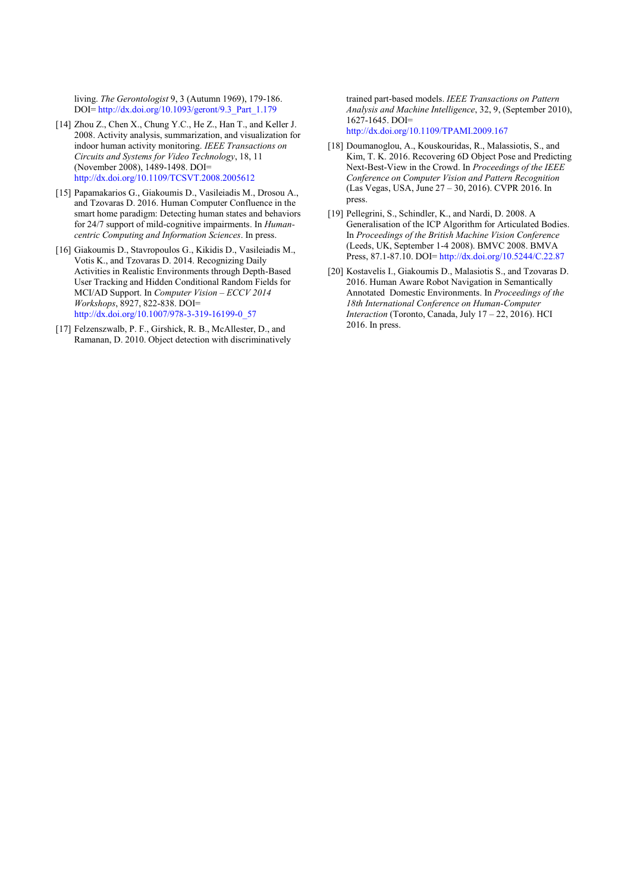living. *The Gerontologist* 9, 3 (Autumn 1969), 179-186. DOI= http://dx.doi.org/10.1093/geront/9.3_Part_1.179

[14] Zhou Z., Chen X., Chung Y.C., He Z., Han T., and Keller J. 2008. Activity analysis, summarization, and visualization for indoor human activity monitoring. *IEEE Transactions on Circuits and Systems for Video Technology*, 18, 11 (November 2008), 1489-1498. DOI= http://dx.doi.org/10.1109/TCSVT.2008.2005612

[15] Papamakarios G., Giakoumis D., Vasileiadis M., Drosou A., and Tzovaras D. 2016. Human Computer Confluence in the smart home paradigm: Detecting human states and behaviors for 24/7 support of mild-cognitive impairments. In *Human-centric Computing and Information Sciences*. In press.

[16] Giakoumis D., Stavropoulos G., Kikidis D., Vasileiadis M., Votis K., and Tzovaras D. 2014. Recognizing Daily Activities in Realistic Environments through Depth-Based User Tracking and Hidden Conditional Random Fields for MCI/AD Support. In *Computer Vision – ECCV 2014 Workshops*, 8927, 822-838. DOI= http://dx.doi.org/10.1007/978-3-319-16199-0_57

[17] Felzenszwalb, P. F., Girshick, R. B., McAllester, D., and Ramanan, D. 2010. Object detection with discriminatively trained part-based models. *IEEE Transactions on Pattern Analysis and Machine Intelligence*, 32, 9, (September 2010), 1627-1645. DOI= http://dx.doi.org/10.1109/TPAMI.2009.167

[18] Doumanoglou, A., Kouskouridas, R., Malassiotis, S., and Kim, T. K. 2016. Recovering 6D Object Pose and Predicting Next-Best-View in the Crowd. In *Proceedings of the IEEE Conference on Computer Vision and Pattern Recognition* (Las Vegas, USA, June 27 – 30, 2016). CVPR 2016. In press.

[19] Pellegrini, S., Schindler, K., and Nardi, D. 2008. A Generalisation of the ICP Algorithm for Articulated Bodies. In *Proceedings of the British Machine Vision Conference* (Leeds, UK, September 1-4 2008). BMVC 2008. BMVA Press, 87.1-87.10. DOI= http://dx.doi.org/10.5244/C.22.87

[20] Kostavelis I., Giakoumis D., Malasiotis S., and Tzovaras D. 2016. Human Aware Robot Navigation in Semantically Annotated Domestic Environments. In *Proceedings of the 18th International Conference on Human-Computer Interaction* (Toronto, Canada, July 17 – 22, 2016). HCI 2016. In press.